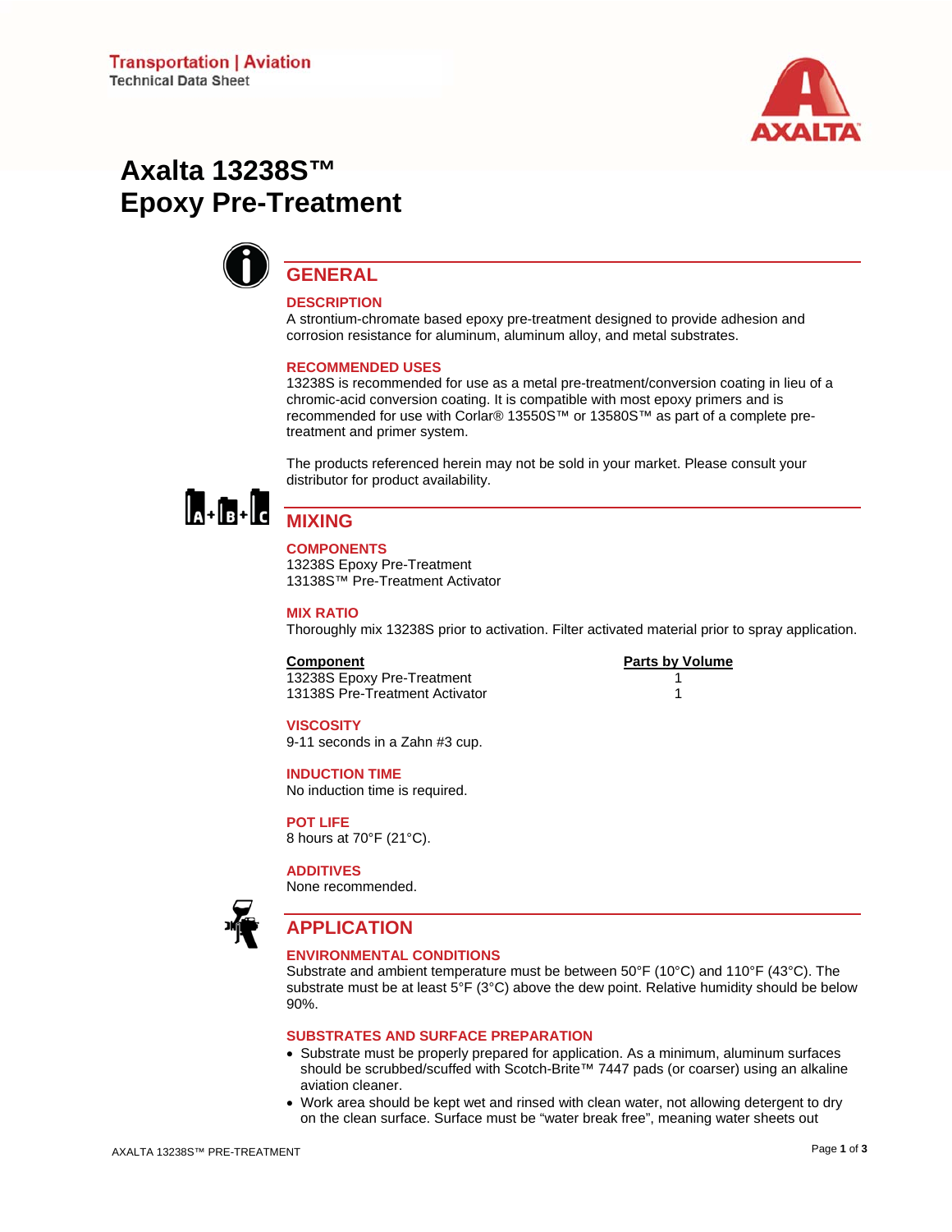Transportation | Aviation
Technical Data Sheet

# Axalta 13238S™ Epoxy Pre-Treatment

## GENERAL

### DESCRIPTION

A strontium-chromate based epoxy pre-treatment designed to provide adhesion and corrosion resistance for aluminum, aluminum alloy, and metal substrates.

### RECOMMENDED USES

13238S is recommended for use as a metal pre-treatment/conversion coating in lieu of a chromic-acid conversion coating. It is compatible with most epoxy primers and is recommended for use with Corlar® 13550S™ or 13580S™ as part of a complete pre-treatment and primer system.

The products referenced herein may not be sold in your market. Please consult your distributor for product availability.

## MIXING

### COMPONENTS

13238S Epoxy Pre-Treatment
13138S™ Pre-Treatment Activator

### MIX RATIO

Thoroughly mix 13238S prior to activation. Filter activated material prior to spray application.

| Component | Parts by Volume |
|---|---|
| 13238S Epoxy Pre-Treatment | 1 |
| 13138S Pre-Treatment Activator | 1 |

### VISCOSITY

9-11 seconds in a Zahn #3 cup.

### INDUCTION TIME

No induction time is required.

### POT LIFE

8 hours at 70°F (21°C).

### ADDITIVES

None recommended.

## APPLICATION

### ENVIRONMENTAL CONDITIONS

Substrate and ambient temperature must be between 50°F (10°C) and 110°F (43°C). The substrate must be at least 5°F (3°C) above the dew point. Relative humidity should be below 90%.

### SUBSTRATES AND SURFACE PREPARATION

- Substrate must be properly prepared for application. As a minimum, aluminum surfaces should be scrubbed/scuffed with Scotch-Brite™ 7447 pads (or coarser) using an alkaline aviation cleaner.
- Work area should be kept wet and rinsed with clean water, not allowing detergent to dry on the clean surface. Surface must be "water break free", meaning water sheets out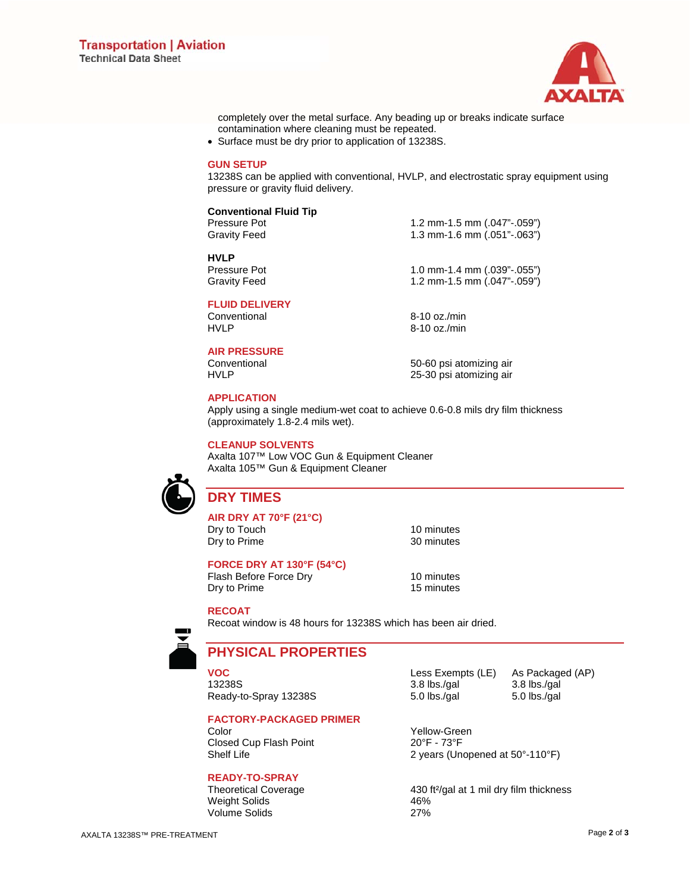completely over the metal surface. Any beading up or breaks indicate surface contamination where cleaning must be repeated.

- Surface must be dry prior to application of 13238S.

## GUN SETUP

13238S can be applied with conventional, HVLP, and electrostatic spray equipment using pressure or gravity fluid delivery.

**Conventional Fluid Tip**

| | |
|---|---|
| Pressure Pot | 1.2 mm-1.5 mm (.047”-.059”) |
| Gravity Feed | 1.3 mm-1.6 mm (.051”-.063”) |

**HVLP**

| | |
|---|---|
| Pressure Pot | 1.0 mm-1.4 mm (.039”-.055”) |
| Gravity Feed | 1.2 mm-1.5 mm (.047”-.059”) |

## FLUID DELIVERY

| | |
|---|---|
| Conventional | 8-10 oz./min |
| HVLP | 8-10 oz./min |

## AIR PRESSURE

| | |
|---|---|
| Conventional | 50-60 psi atomizing air |
| HVLP | 25-30 psi atomizing air |

## APPLICATION

Apply using a single medium-wet coat to achieve 0.6-0.8 mils dry film thickness (approximately 1.8-2.4 mils wet).

## CLEANUP SOLVENTS

Axalta 107™ Low VOC Gun & Equipment Cleaner
Axalta 105™ Gun & Equipment Cleaner

# DRY TIMES

## AIR DRY AT 70°F (21°C)

| | |
|---|---|
| Dry to Touch | 10 minutes |
| Dry to Prime | 30 minutes |

## FORCE DRY AT 130°F (54°C)

| | |
|---|---|
| Flash Before Force Dry | 10 minutes |
| Dry to Prime | 15 minutes |

## RECOAT

Recoat window is 48 hours for 13238S which has been air dried.

# PHYSICAL PROPERTIES

## VOC

| | Less Exempts (LE) | As Packaged (AP) |
|---|---|---|
| 13238S | 3.8 lbs./gal | 3.8 lbs./gal |
| Ready-to-Spray 13238S | 5.0 lbs./gal | 5.0 lbs./gal |

## FACTORY-PACKAGED PRIMER

| | |
|---|---|
| Color | Yellow-Green |
| Closed Cup Flash Point | 20°F - 73°F |
| Shelf Life | 2 years (Unopened at 50°-110°F) |

## READY-TO-SPRAY

| | |
|---|---|
| Theoretical Coverage | 430 ft²/gal at 1 mil dry film thickness |
| Weight Solids | 46% |
| Volume Solids | 27% |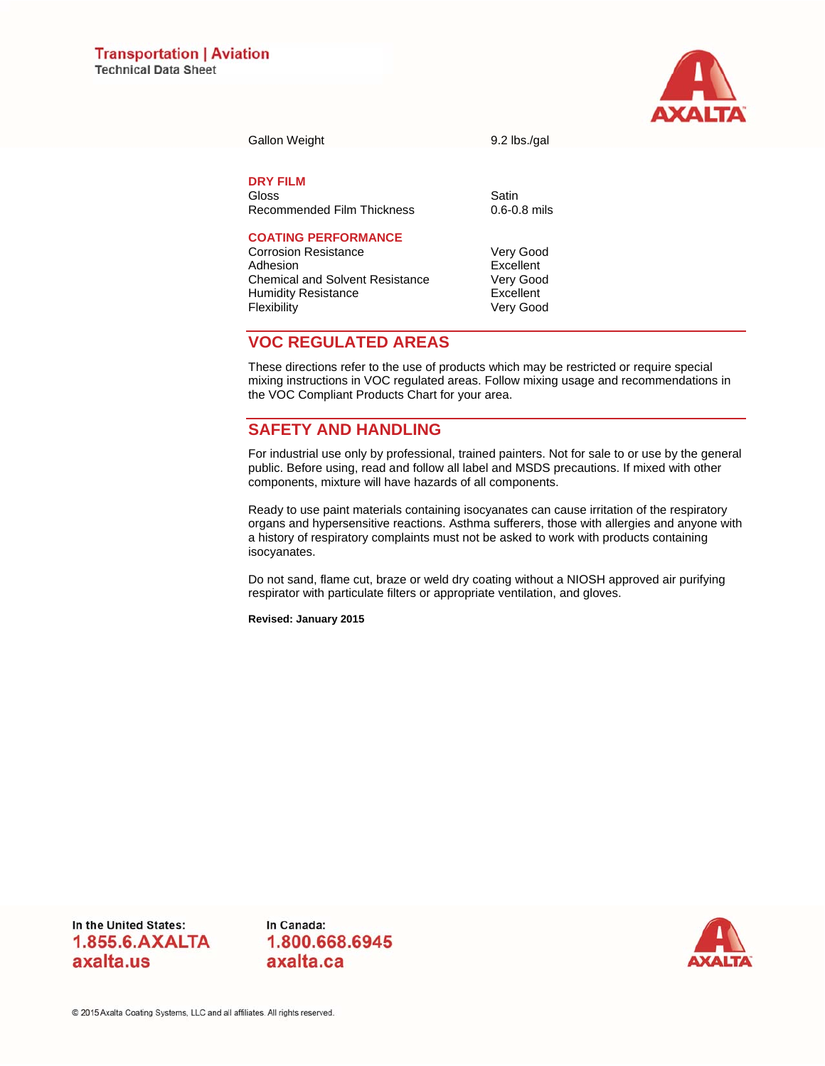| | |
|---|---|
| Gallon Weight | 9.2 lbs./gal |

**DRY FILM**

| | |
|---|---|
| Gloss | Satin |
| Recommended Film Thickness | 0.6-0.8 mils |

**COATING PERFORMANCE**

| | |
|---|---|
| Corrosion Resistance | Very Good |
| Adhesion | Excellent |
| Chemical and Solvent Resistance | Very Good |
| Humidity Resistance | Excellent |
| Flexibility | Very Good |

## VOC REGULATED AREAS

These directions refer to the use of products which may be restricted or require special mixing instructions in VOC regulated areas. Follow mixing usage and recommendations in the VOC Compliant Products Chart for your area.

## SAFETY AND HANDLING

For industrial use only by professional, trained painters. Not for sale to or use by the general public. Before using, read and follow all label and MSDS precautions. If mixed with other components, mixture will have hazards of all components.

Ready to use paint materials containing isocyanates can cause irritation of the respiratory organs and hypersensitive reactions. Asthma sufferers, those with allergies and anyone with a history of respiratory complaints must not be asked to work with products containing isocyanates.

Do not sand, flame cut, braze or weld dry coating without a NIOSH approved air purifying respirator with particulate filters or appropriate ventilation, and gloves.

**Revised: January 2015**

In the United States:
**1.855.6.AXALTA**
**axalta.us**

In Canada:
**1.800.668.6945**
**axalta.ca**

© 2015 Axalta Coating Systems, LLC and all affiliates. All rights reserved.